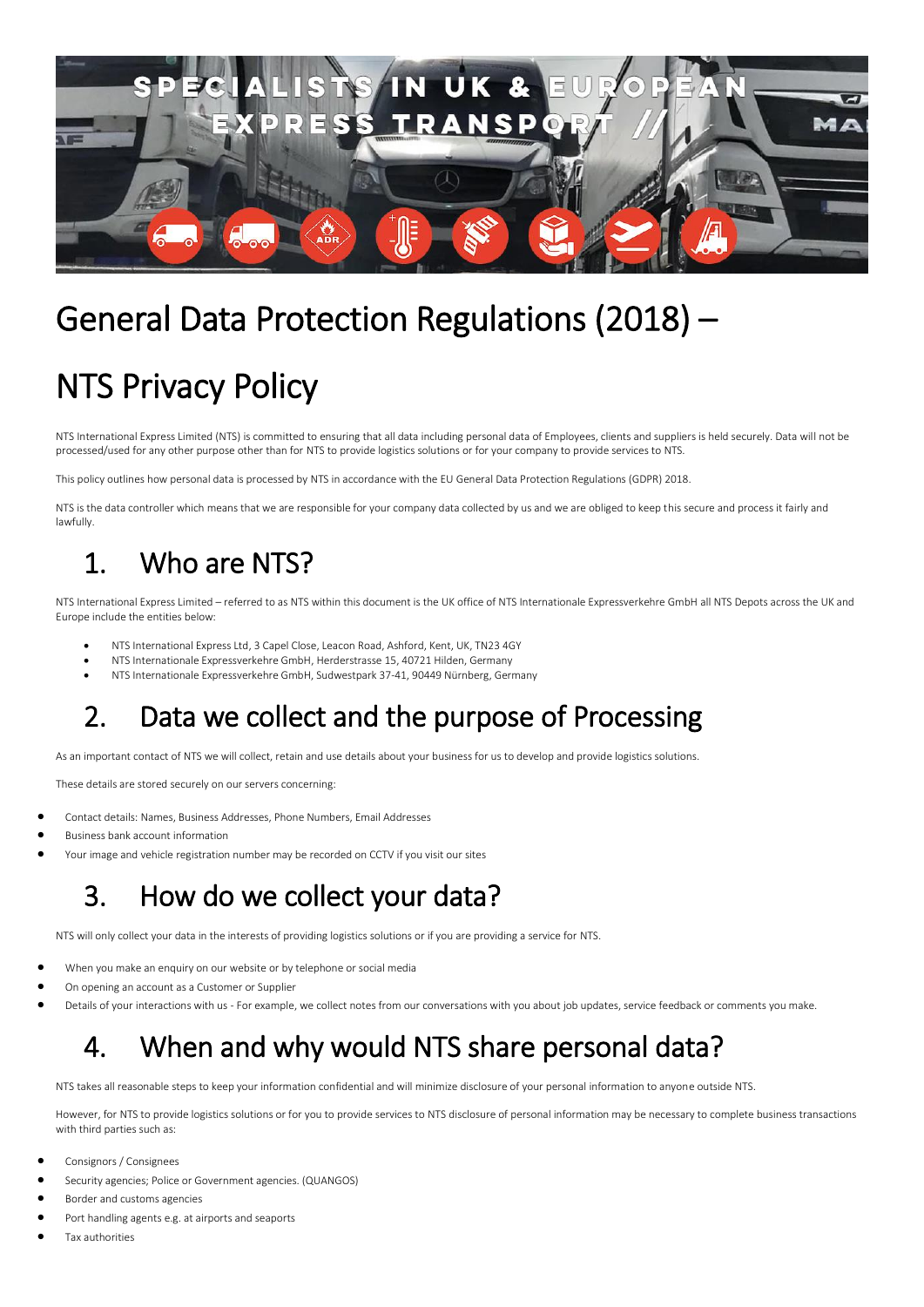# General Data Protection Regulations (2018) –

# NTS Privacy Policy

NTS International Express Limited (NTS) is committed to ensuring that all data including personal data of Employees, clients and suppliers is held securely. Data will not be processed/used for any other purpose other than for NTS to provide logistics solutions or for your company to provide services to NTS.

This policy outlines how personal data is processed by NTS in accordance with the EU General Data Protection Regulations (GDPR) 2018.

NTS is the data controller which means that we are responsible for your company data collected by us and we are obliged to keep this secure and process it fairly and lawfully.

## 1. Who are NTS?

NTS International Express Limited – referred to as NTS within this document is the UK office of NTS Internationale Expressverkehre GmbH all NTS Depots across the UK and Europe include the entities below:

- NTS International Express Ltd, 3 Capel Close, Leacon Road, Ashford, Kent, UK, TN23 4GY
- NTS Internationale Expressverkehre GmbH, Herderstrasse 15, 40721 Hilden, Germany
- NTS Internationale Expressverkehre GmbH, Sudwestpark 37-41, 90449 Nürnberg, Germany

## 2. Data we collect and the purpose of Processing

As an important contact of NTS we will collect, retain and use details about your business for us to develop and provide logistics solutions.

These details are stored securely on our servers concerning:

- Contact details: Names, Business Addresses, Phone Numbers, Email Addresses
- Business bank account information
- Your image and vehicle registration number may be recorded on CCTV if you visit our sites

## 3. How do we collect your data?

NTS will only collect your data in the interests of providing logistics solutions or if you are providing a service for NTS.

- When you make an enquiry on our website or by telephone or social media
- On opening an account as a Customer or Supplier
- Details of your interactions with us - For example, we collect notes from our conversations with you about job updates, service feedback or comments you make.

## 4. When and why would NTS share personal data?

NTS takes all reasonable steps to keep your information confidential and will minimize disclosure of your personal information to anyone outside NTS.

However, for NTS to provide logistics solutions or for you to provide services to NTS disclosure of personal information may be necessary to complete business transactions with third parties such as:

- Consignors / Consignees
- Security agencies; Police or Government agencies. (QUANGOS)
- Border and customs agencies
- Port handling agents e.g. at airports and seaports
- Tax authorities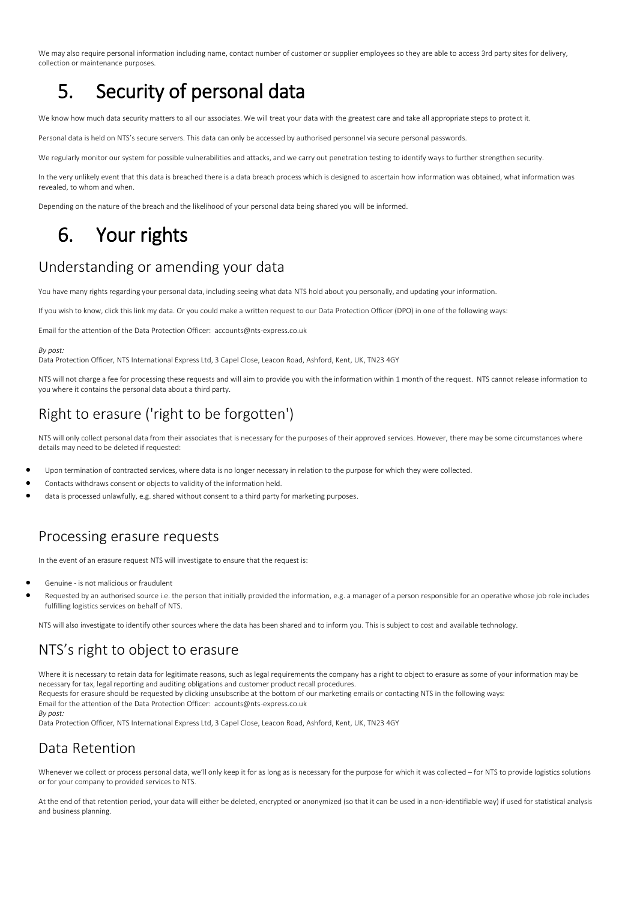We may also require personal information including name, contact number of customer or supplier employees so they are able to access 3rd party sites for delivery, collection or maintenance purposes.

# 5. Security of personal data

We know how much data security matters to all our associates. We will treat your data with the greatest care and take all appropriate steps to protect it.

Personal data is held on NTS's secure servers. This data can only be accessed by authorised personnel via secure personal passwords.

We regularly monitor our system for possible vulnerabilities and attacks, and we carry out penetration testing to identify ways to further strengthen security.

In the very unlikely event that this data is breached there is a data breach process which is designed to ascertain how information was obtained, what information was revealed, to whom and when.

Depending on the nature of the breach and the likelihood of your personal data being shared you will be informed.

# 6. Your rights

## Understanding or amending your data

You have many rights regarding your personal data, including seeing what data NTS hold about you personally, and updating your information.

If you wish to know, click this link my data. Or you could make a written request to our Data Protection Officer (DPO) in one of the following ways:

Email for the attention of the Data Protection Officer: accounts@nts-express.co.uk

*By post:*
Data Protection Officer, NTS International Express Ltd, 3 Capel Close, Leacon Road, Ashford, Kent, UK, TN23 4GY

NTS will not charge a fee for processing these requests and will aim to provide you with the information within 1 month of the request. NTS cannot release information to you where it contains the personal data about a third party.

## Right to erasure ('right to be forgotten')

NTS will only collect personal data from their associates that is necessary for the purposes of their approved services. However, there may be some circumstances where details may need to be deleted if requested:

- Upon termination of contracted services, where data is no longer necessary in relation to the purpose for which they were collected.
- Contacts withdraws consent or objects to validity of the information held.
- data is processed unlawfully, e.g. shared without consent to a third party for marketing purposes.

## Processing erasure requests

In the event of an erasure request NTS will investigate to ensure that the request is:

- Genuine - is not malicious or fraudulent
- Requested by an authorised source i.e. the person that initially provided the information, e.g. a manager of a person responsible for an operative whose job role includes fulfilling logistics services on behalf of NTS.

NTS will also investigate to identify other sources where the data has been shared and to inform you. This is subject to cost and available technology.

## NTS's right to object to erasure

Where it is necessary to retain data for legitimate reasons, such as legal requirements the company has a right to object to erasure as some of your information may be necessary for tax, legal reporting and auditing obligations and customer product recall procedures.
Requests for erasure should be requested by clicking unsubscribe at the bottom of our marketing emails or contacting NTS in the following ways:
Email for the attention of the Data Protection Officer: accounts@nts-express.co.uk
*By post:*
Data Protection Officer, NTS International Express Ltd, 3 Capel Close, Leacon Road, Ashford, Kent, UK, TN23 4GY

## Data Retention

Whenever we collect or process personal data, we'll only keep it for as long as is necessary for the purpose for which it was collected – for NTS to provide logistics solutions or for your company to provided services to NTS.

At the end of that retention period, your data will either be deleted, encrypted or anonymized (so that it can be used in a non-identifiable way) if used for statistical analysis and business planning.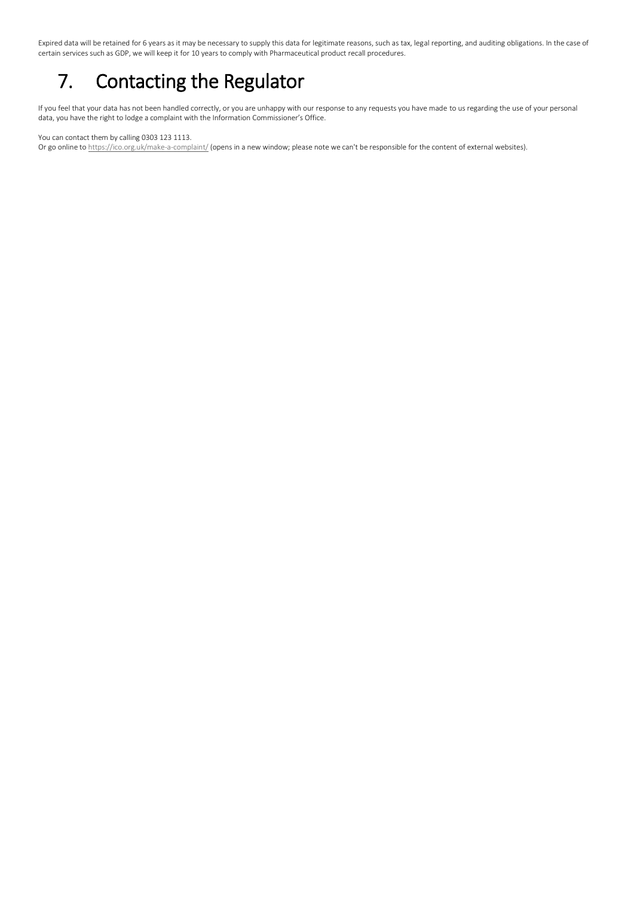Expired data will be retained for 6 years as it may be necessary to supply this data for legitimate reasons, such as tax, legal reporting, and auditing obligations. In the case of certain services such as GDP, we will keep it for 10 years to comply with Pharmaceutical product recall procedures.

# 7. Contacting the Regulator

If you feel that your data has not been handled correctly, or you are unhappy with our response to any requests you have made to us regarding the use of your personal data, you have the right to lodge a complaint with the Information Commissioner's Office.

You can contact them by calling 0303 123 1113.
Or go online to https://ico.org.uk/make-a-complaint/ (opens in a new window; please note we can't be responsible for the content of external websites).